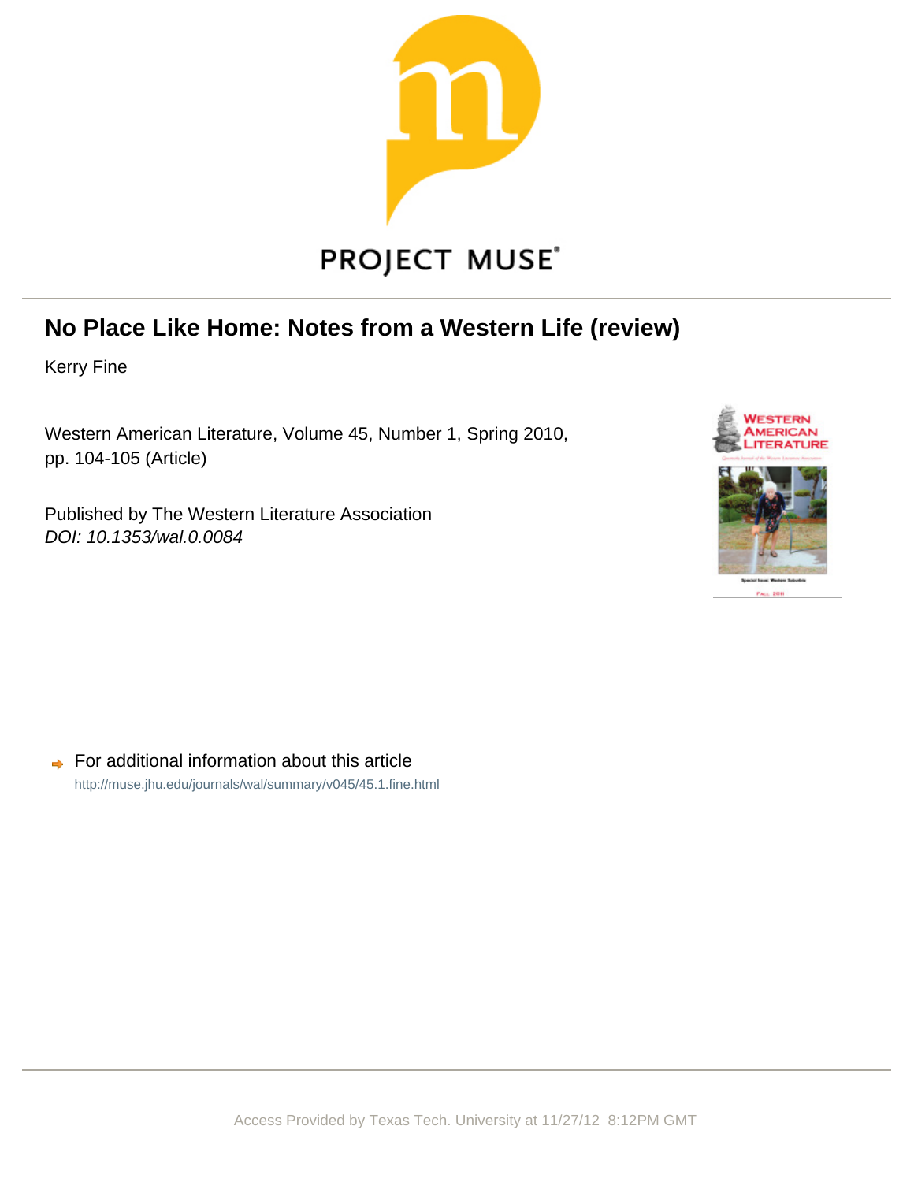PROJECT MUSE

# No Place Like Home: Notes from a Western Life (review)

Kerry Fine

Western American Literature, Volume 45, Number 1, Spring 2010, pp. 104-105 (Article)

Published by The Western Literature Association
*DOI: 10.1353/wal.0.0084*

For additional information about this article
http://muse.jhu.edu/journals/wal/summary/v045/45.1.fine.html

Access Provided by Texas Tech. University at 11/27/12 8:12PM GMT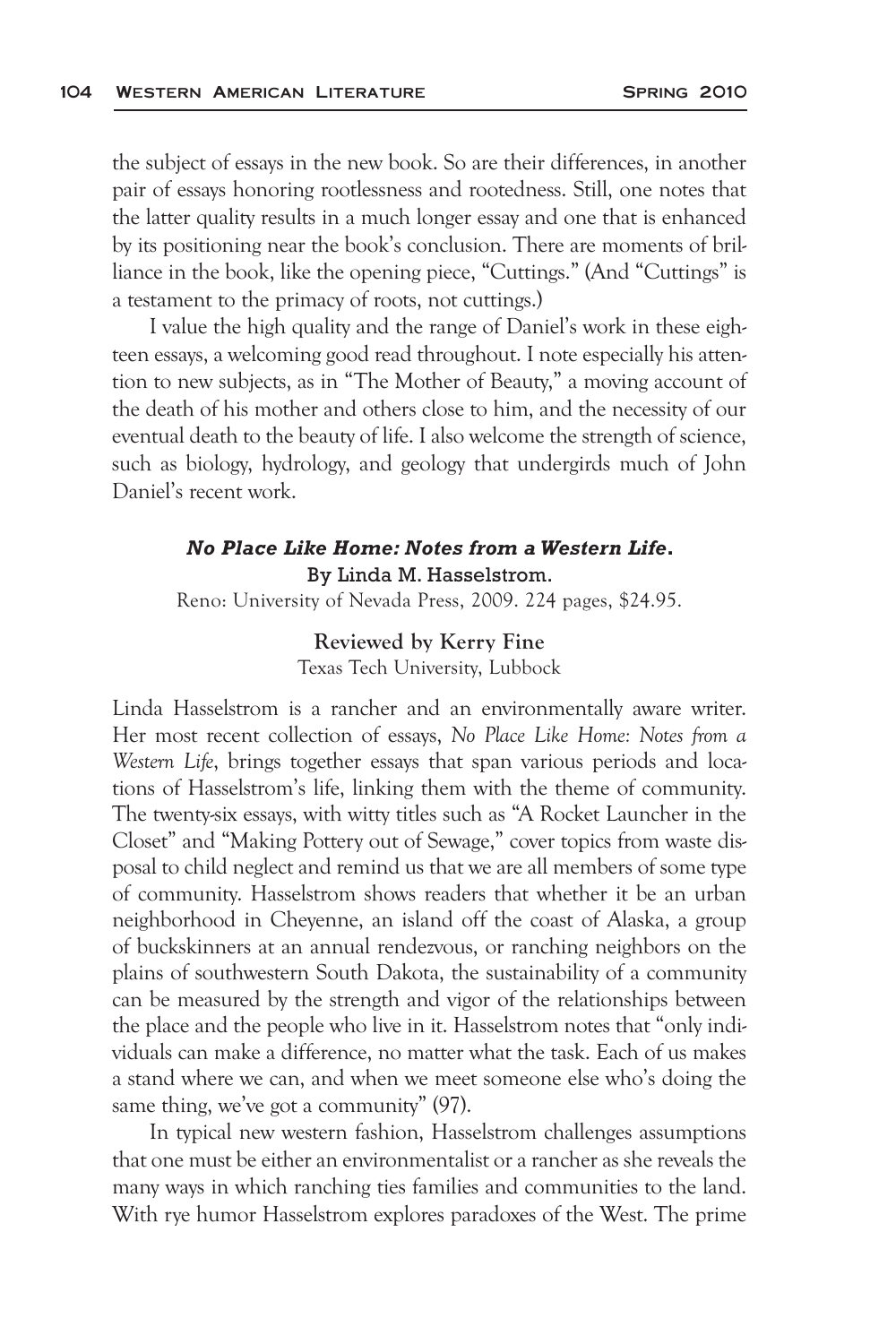the subject of essays in the new book. So are their differences, in another pair of essays honoring rootlessness and rootedness. Still, one notes that the latter quality results in a much longer essay and one that is enhanced by its positioning near the book's conclusion. There are moments of brilliance in the book, like the opening piece, "Cuttings." (And "Cuttings" is a testament to the primacy of roots, not cuttings.)

I value the high quality and the range of Daniel's work in these eighteen essays, a welcoming good read throughout. I note especially his attention to new subjects, as in "The Mother of Beauty," a moving account of the death of his mother and others close to him, and the necessity of our eventual death to the beauty of life. I also welcome the strength of science, such as biology, hydrology, and geology that undergirds much of John Daniel's recent work.

### *No Place Like Home: Notes from a Western Life*.

**By Linda M. Hasselstrom.**

Reno: University of Nevada Press, 2009. 224 pages, $24.95.

**Reviewed by Kerry Fine**

Texas Tech University, Lubbock

Linda Hasselstrom is a rancher and an environmentally aware writer. Her most recent collection of essays, *No Place Like Home: Notes from a Western Life*, brings together essays that span various periods and locations of Hasselstrom's life, linking them with the theme of community. The twenty-six essays, with witty titles such as "A Rocket Launcher in the Closet" and "Making Pottery out of Sewage," cover topics from waste disposal to child neglect and remind us that we are all members of some type of community. Hasselstrom shows readers that whether it be an urban neighborhood in Cheyenne, an island off the coast of Alaska, a group of buckskinners at an annual rendezvous, or ranching neighbors on the plains of southwestern South Dakota, the sustainability of a community can be measured by the strength and vigor of the relationships between the place and the people who live in it. Hasselstrom notes that "only individuals can make a difference, no matter what the task. Each of us makes a stand where we can, and when we meet someone else who's doing the same thing, we've got a community" (97).

In typical new western fashion, Hasselstrom challenges assumptions that one must be either an environmentalist or a rancher as she reveals the many ways in which ranching ties families and communities to the land. With rye humor Hasselstrom explores paradoxes of the West. The prime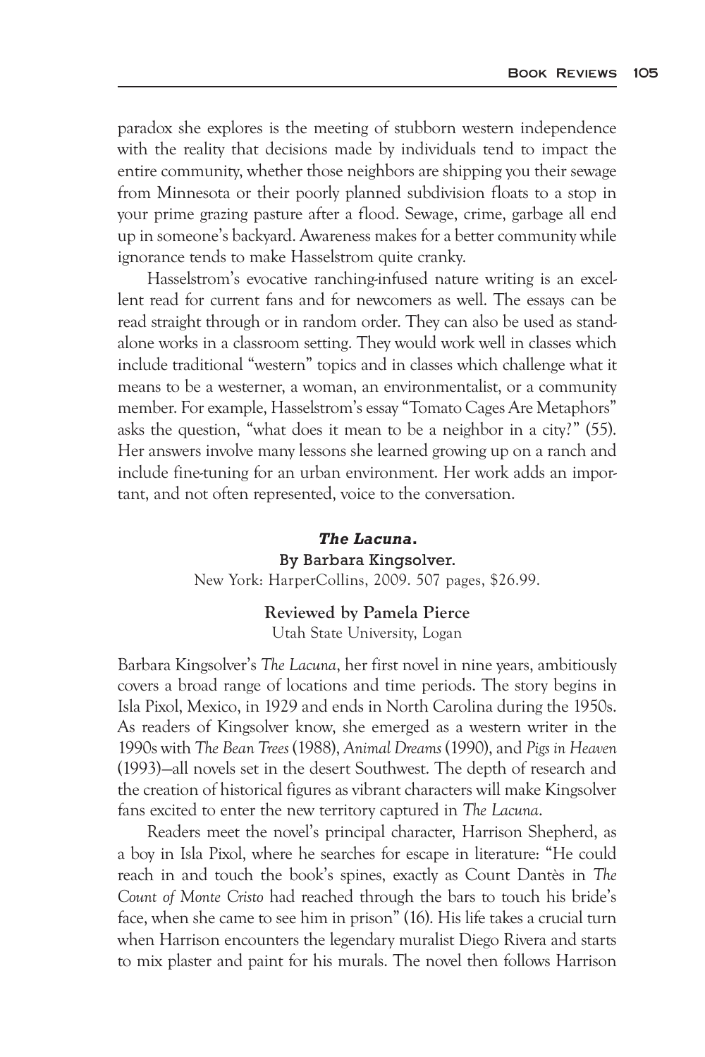paradox she explores is the meeting of stubborn western independence with the reality that decisions made by individuals tend to impact the entire community, whether those neighbors are shipping you their sewage from Minnesota or their poorly planned subdivision floats to a stop in your prime grazing pasture after a flood. Sewage, crime, garbage all end up in someone's backyard. Awareness makes for a better community while ignorance tends to make Hasselstrom quite cranky.

Hasselstrom's evocative ranching-infused nature writing is an excellent read for current fans and for newcomers as well. The essays can be read straight through or in random order. They can also be used as standalone works in a classroom setting. They would work well in classes which include traditional "western" topics and in classes which challenge what it means to be a westerner, a woman, an environmentalist, or a community member. For example, Hasselstrom's essay "Tomato Cages Are Metaphors" asks the question, "what does it mean to be a neighbor in a city?" (55). Her answers involve many lessons she learned growing up on a ranch and include fine-tuning for an urban environment. Her work adds an important, and not often represented, voice to the conversation.

## ***The Lacuna.***

**By Barbara Kingsolver.**

New York: HarperCollins, 2009. 507 pages, $26.99.

**Reviewed by Pamela Pierce**

Utah State University, Logan

Barbara Kingsolver's *The Lacuna*, her first novel in nine years, ambitiously covers a broad range of locations and time periods. The story begins in Isla Pixol, Mexico, in 1929 and ends in North Carolina during the 1950s. As readers of Kingsolver know, she emerged as a western writer in the 1990s with *The Bean Trees* (1988), *Animal Dreams* (1990), and *Pigs in Heaven* (1993)—all novels set in the desert Southwest. The depth of research and the creation of historical figures as vibrant characters will make Kingsolver fans excited to enter the new territory captured in *The Lacuna*.

Readers meet the novel's principal character, Harrison Shepherd, as a boy in Isla Pixol, where he searches for escape in literature: "He could reach in and touch the book's spines, exactly as Count Dantès in *The Count of Monte Cristo* had reached through the bars to touch his bride's face, when she came to see him in prison" (16). His life takes a crucial turn when Harrison encounters the legendary muralist Diego Rivera and starts to mix plaster and paint for his murals. The novel then follows Harrison